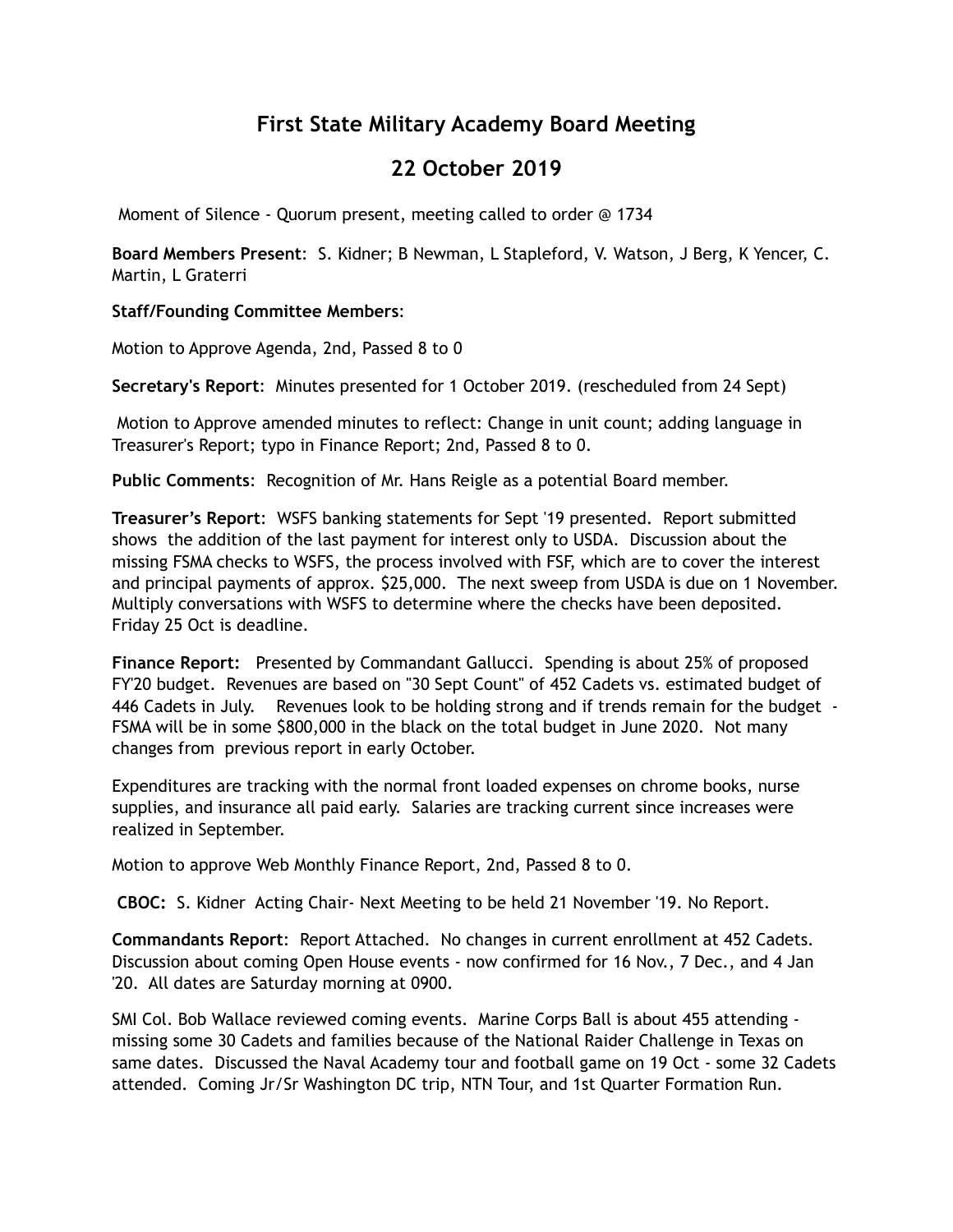# First State Military Academy Board Meeting

## 22 October 2019

Moment of Silence - Quorum present, meeting called to order @ 1734

**Board Members Present**: S. Kidner; B Newman, L Stapleford, V. Watson, J Berg, K Yencer, C. Martin, L Graterri

**Staff/Founding Committee Members**:

Motion to Approve Agenda, 2nd, Passed 8 to 0

**Secretary's Report**: Minutes presented for 1 October 2019. (rescheduled from 24 Sept)

Motion to Approve amended minutes to reflect: Change in unit count; adding language in Treasurer's Report; typo in Finance Report; 2nd, Passed 8 to 0.

**Public Comments**: Recognition of Mr. Hans Reigle as a potential Board member.

**Treasurer's Report**: WSFS banking statements for Sept '19 presented. Report submitted shows the addition of the last payment for interest only to USDA. Discussion about the missing FSMA checks to WSFS, the process involved with FSF, which are to cover the interest and principal payments of approx. $25,000. The next sweep from USDA is due on 1 November. Multiply conversations with WSFS to determine where the checks have been deposited. Friday 25 Oct is deadline.

**Finance Report:** Presented by Commandant Gallucci. Spending is about 25% of proposed FY'20 budget. Revenues are based on "30 Sept Count" of 452 Cadets vs. estimated budget of 446 Cadets in July. Revenues look to be holding strong and if trends remain for the budget - FSMA will be in some $800,000 in the black on the total budget in June 2020. Not many changes from previous report in early October.

Expenditures are tracking with the normal front loaded expenses on chrome books, nurse supplies, and insurance all paid early. Salaries are tracking current since increases were realized in September.

Motion to approve Web Monthly Finance Report, 2nd, Passed 8 to 0.

**CBOC:** S. Kidner Acting Chair- Next Meeting to be held 21 November '19. No Report.

**Commandants Report**: Report Attached. No changes in current enrollment at 452 Cadets. Discussion about coming Open House events - now confirmed for 16 Nov., 7 Dec., and 4 Jan '20. All dates are Saturday morning at 0900.

SMI Col. Bob Wallace reviewed coming events. Marine Corps Ball is about 455 attending - missing some 30 Cadets and families because of the National Raider Challenge in Texas on same dates. Discussed the Naval Academy tour and football game on 19 Oct - some 32 Cadets attended. Coming Jr/Sr Washington DC trip, NTN Tour, and 1st Quarter Formation Run.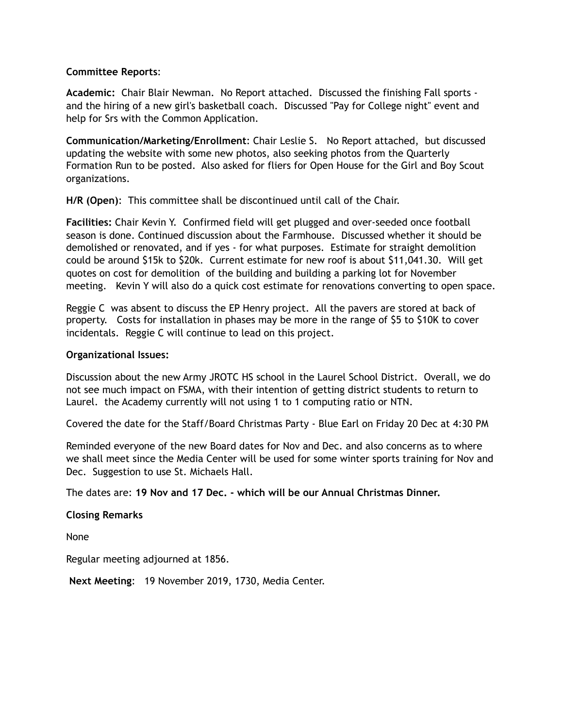**Committee Reports**:

**Academic:** Chair Blair Newman. No Report attached. Discussed the finishing Fall sports - and the hiring of a new girl's basketball coach. Discussed "Pay for College night" event and help for Srs with the Common Application.

**Communication/Marketing/Enrollment**: Chair Leslie S. No Report attached, but discussed updating the website with some new photos, also seeking photos from the Quarterly Formation Run to be posted. Also asked for fliers for Open House for the Girl and Boy Scout organizations.

**H/R (Open)**: This committee shall be discontinued until call of the Chair.

**Facilities:** Chair Kevin Y. Confirmed field will get plugged and over-seeded once football season is done. Continued discussion about the Farmhouse. Discussed whether it should be demolished or renovated, and if yes - for what purposes. Estimate for straight demolition could be around $15k to $20k. Current estimate for new roof is about $11,041.30. Will get quotes on cost for demolition of the building and building a parking lot for November meeting. Kevin Y will also do a quick cost estimate for renovations converting to open space.

Reggie C was absent to discuss the EP Henry project. All the pavers are stored at back of property. Costs for installation in phases may be more in the range of $5 to $10K to cover incidentals. Reggie C will continue to lead on this project.

**Organizational Issues:**

Discussion about the new Army JROTC HS school in the Laurel School District. Overall, we do not see much impact on FSMA, with their intention of getting district students to return to Laurel. the Academy currently will not using 1 to 1 computing ratio or NTN.

Covered the date for the Staff/Board Christmas Party - Blue Earl on Friday 20 Dec at 4:30 PM

Reminded everyone of the new Board dates for Nov and Dec. and also concerns as to where we shall meet since the Media Center will be used for some winter sports training for Nov and Dec. Suggestion to use St. Michaels Hall.

The dates are: **19 Nov and 17 Dec. - which will be our Annual Christmas Dinner.**

**Closing Remarks**

None

Regular meeting adjourned at 1856.

**Next Meeting**: 19 November 2019, 1730, Media Center.